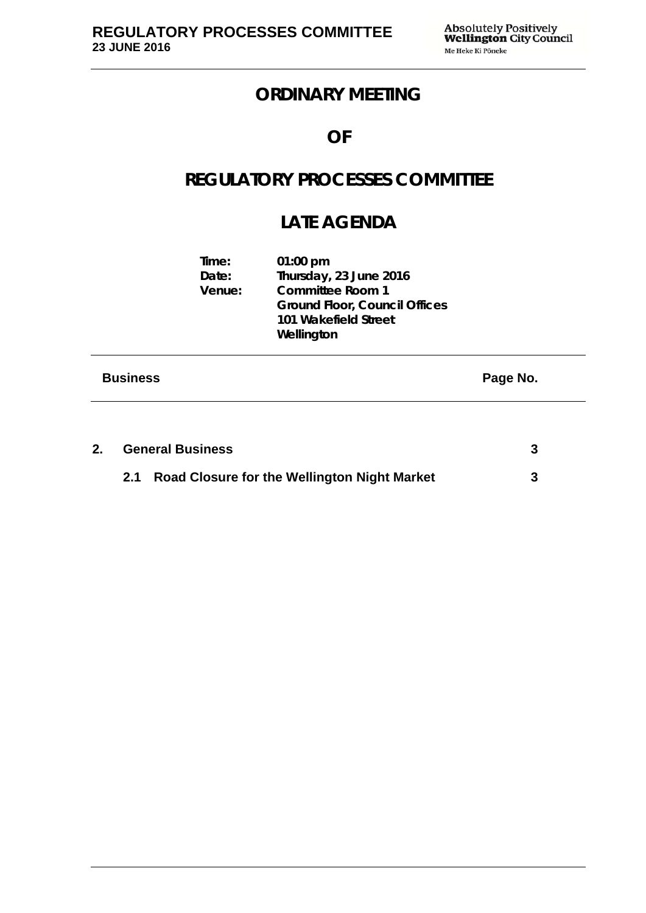# ORDINARY MEETING

# OF

# REGULATORY PROCESSES COMMITTEE

# LATE AGENDA

**Time:** 01:00 pm
**Date:** Thursday, 23 June 2016
**Venue:** Committee Room 1
Ground Floor, Council Offices
101 Wakefield Street
Wellington

| Business | Page No. |
|---|---|
| **2. General Business** | **3** |
| **2.1 Road Closure for the Wellington Night Market** | **3** |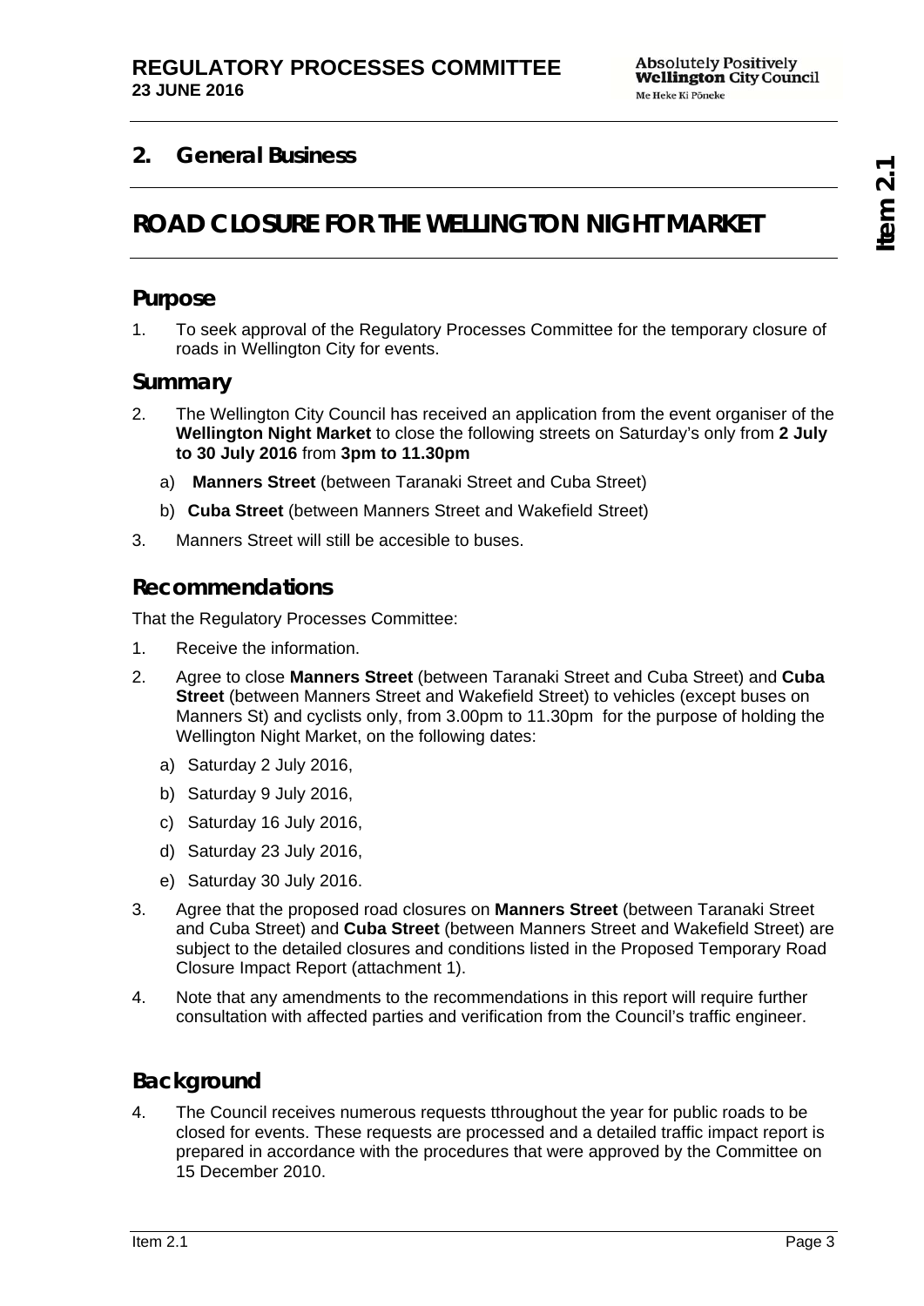## 2. General Business

# ROAD CLOSURE FOR THE WELLINGTON NIGHT MARKET

## Purpose

1. To seek approval of the Regulatory Processes Committee for the temporary closure of roads in Wellington City for events.

## Summary

2. The Wellington City Council has received an application from the event organiser of the **Wellington Night Market** to close the following streets on Saturday's only from **2 July to 30 July 2016** from **3pm to 11.30pm**
   a) **Manners Street** (between Taranaki Street and Cuba Street)
   b) **Cuba Street** (between Manners Street and Wakefield Street)
3. Manners Street will still be accesible to buses.

## Recommendations

That the Regulatory Processes Committee:

1. Receive the information.
2. Agree to close **Manners Street** (between Taranaki Street and Cuba Street) and **Cuba Street** (between Manners Street and Wakefield Street) to vehicles (except buses on Manners St) and cyclists only, from 3.00pm to 11.30pm for the purpose of holding the Wellington Night Market, on the following dates:
   a) Saturday 2 July 2016,
   b) Saturday 9 July 2016,
   c) Saturday 16 July 2016,
   d) Saturday 23 July 2016,
   e) Saturday 30 July 2016.
3. Agree that the proposed road closures on **Manners Street** (between Taranaki Street and Cuba Street) and **Cuba Street** (between Manners Street and Wakefield Street) are subject to the detailed closures and conditions listed in the Proposed Temporary Road Closure Impact Report (attachment 1).
4. Note that any amendments to the recommendations in this report will require further consultation with affected parties and verification from the Council's traffic engineer.

## Background

4. The Council receives numerous requests tthroughout the year for public roads to be closed for events. These requests are processed and a detailed traffic impact report is prepared in accordance with the procedures that were approved by the Committee on 15 December 2010.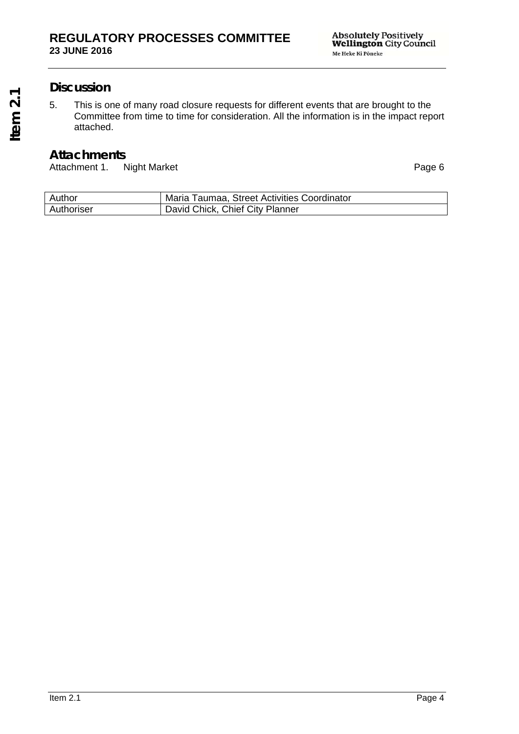## Discussion

5. This is one of many road closure requests for different events that are brought to the Committee from time to time for consideration. All the information is in the impact report attached.

## Attachments

Attachment 1. Night Market Page 6

| Author | Maria Taumaa, Street Activities Coordinator |
|---|---|
| Authoriser | David Chick, Chief City Planner |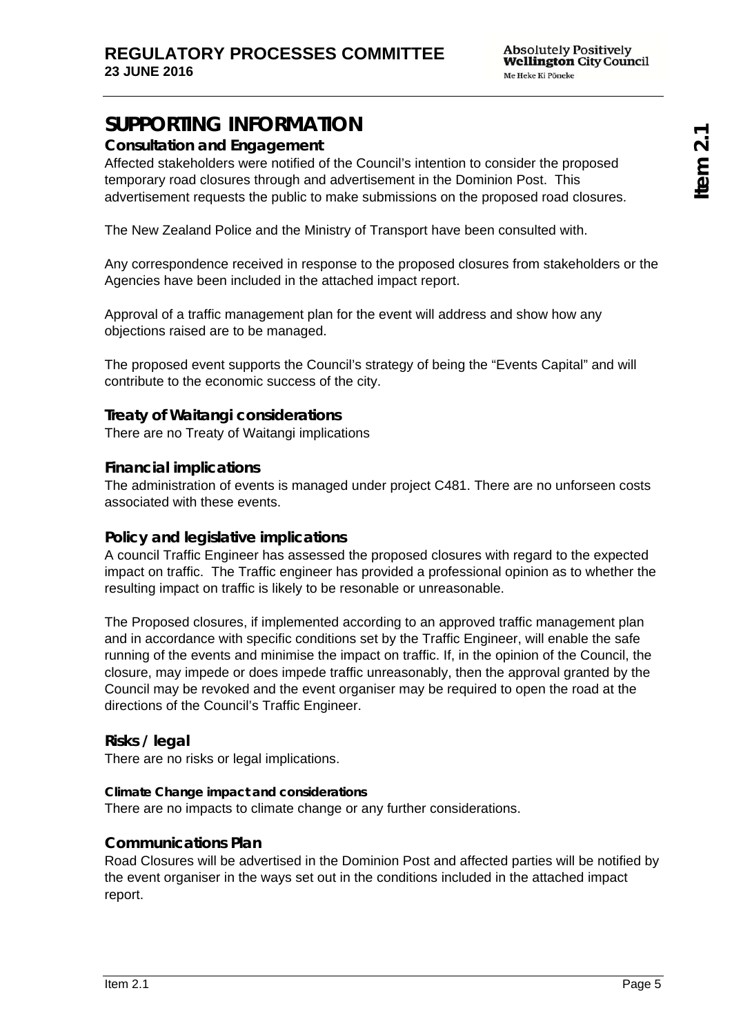# SUPPORTING INFORMATION

## Consultation and Engagement

Affected stakeholders were notified of the Council's intention to consider the proposed temporary road closures through and advertisement in the Dominion Post. This advertisement requests the public to make submissions on the proposed road closures.

The New Zealand Police and the Ministry of Transport have been consulted with.

Any correspondence received in response to the proposed closures from stakeholders or the Agencies have been included in the attached impact report.

Approval of a traffic management plan for the event will address and show how any objections raised are to be managed.

The proposed event supports the Council's strategy of being the "Events Capital" and will contribute to the economic success of the city.

## Treaty of Waitangi considerations

There are no Treaty of Waitangi implications

## Financial implications

The administration of events is managed under project C481. There are no unforseen costs associated with these events.

## Policy and legislative implications

A council Traffic Engineer has assessed the proposed closures with regard to the expected impact on traffic. The Traffic engineer has provided a professional opinion as to whether the resulting impact on traffic is likely to be resonable or unreasonable.

The Proposed closures, if implemented according to an approved traffic management plan and in accordance with specific conditions set by the Traffic Engineer, will enable the safe running of the events and minimise the impact on traffic. If, in the opinion of the Council, the closure, may impede or does impede traffic unreasonably, then the approval granted by the Council may be revoked and the event organiser may be required to open the road at the directions of the Council's Traffic Engineer.

## Risks / legal

There are no risks or legal implications.

### Climate Change impact and considerations

There are no impacts to climate change or any further considerations.

## Communications Plan

Road Closures will be advertised in the Dominion Post and affected parties will be notified by the event organiser in the ways set out in the conditions included in the attached impact report.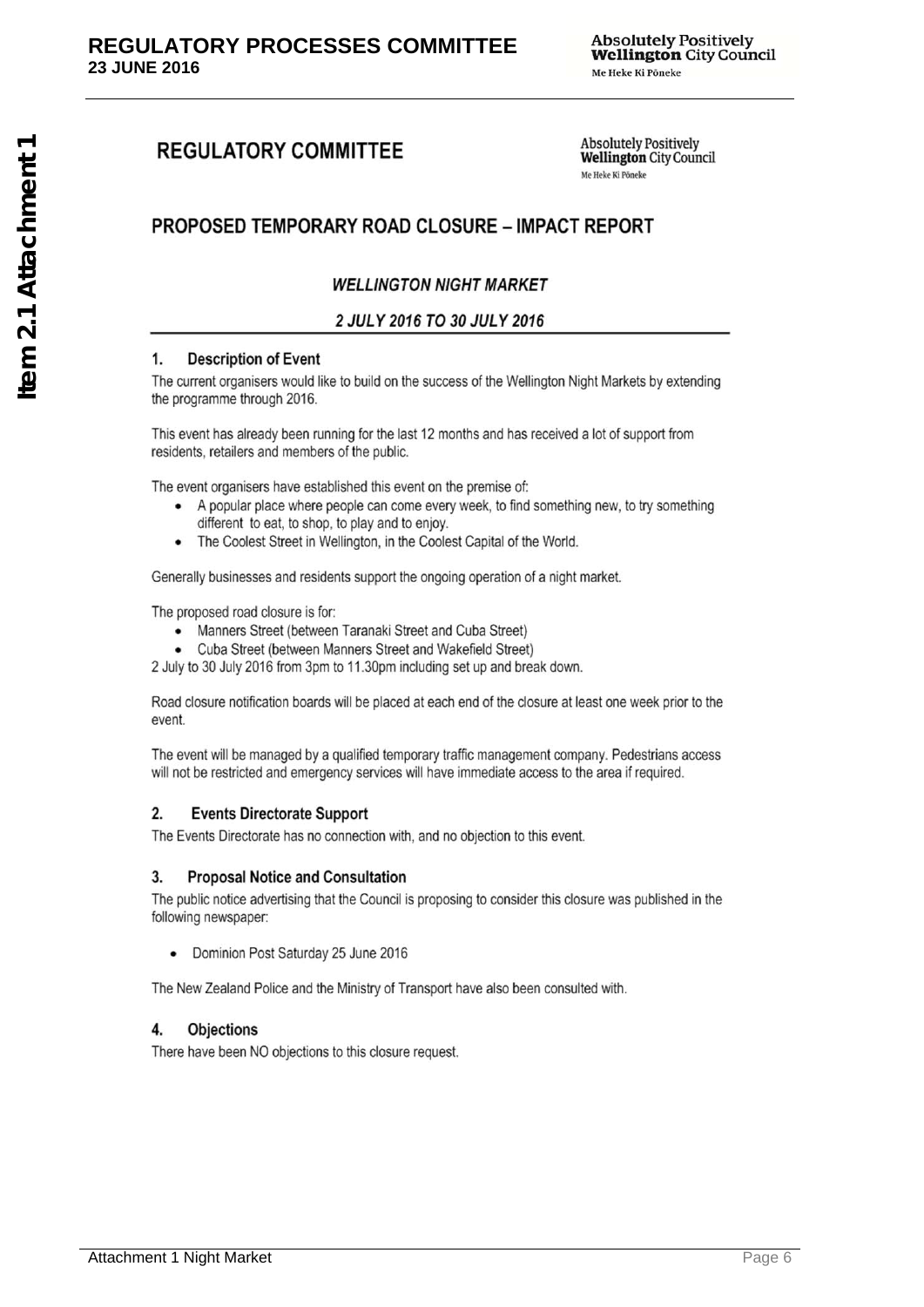# REGULATORY COMMITTEE

## PROPOSED TEMPORARY ROAD CLOSURE – IMPACT REPORT

### *WELLINGTON NIGHT MARKET*

### *2 JULY 2016 TO 30 JULY 2016*

### 1. Description of Event

The current organisers would like to build on the success of the Wellington Night Markets by extending the programme through 2016.

This event has already been running for the last 12 months and has received a lot of support from residents, retailers and members of the public.

The event organisers have established this event on the premise of:

- A popular place where people can come every week, to find something new, to try something different to eat, to shop, to play and to enjoy.
- The Coolest Street in Wellington, in the Coolest Capital of the World.

Generally businesses and residents support the ongoing operation of a night market.

The proposed road closure is for:

- Manners Street (between Taranaki Street and Cuba Street)
- Cuba Street (between Manners Street and Wakefield Street)

2 July to 30 July 2016 from 3pm to 11.30pm including set up and break down.

Road closure notification boards will be placed at each end of the closure at least one week prior to the event.

The event will be managed by a qualified temporary traffic management company. Pedestrians access will not be restricted and emergency services will have immediate access to the area if required.

### 2. Events Directorate Support

The Events Directorate has no connection with, and no objection to this event.

### 3. Proposal Notice and Consultation

The public notice advertising that the Council is proposing to consider this closure was published in the following newspaper:

- Dominion Post Saturday 25 June 2016

The New Zealand Police and the Ministry of Transport have also been consulted with.

### 4. Objections

There have been NO objections to this closure request.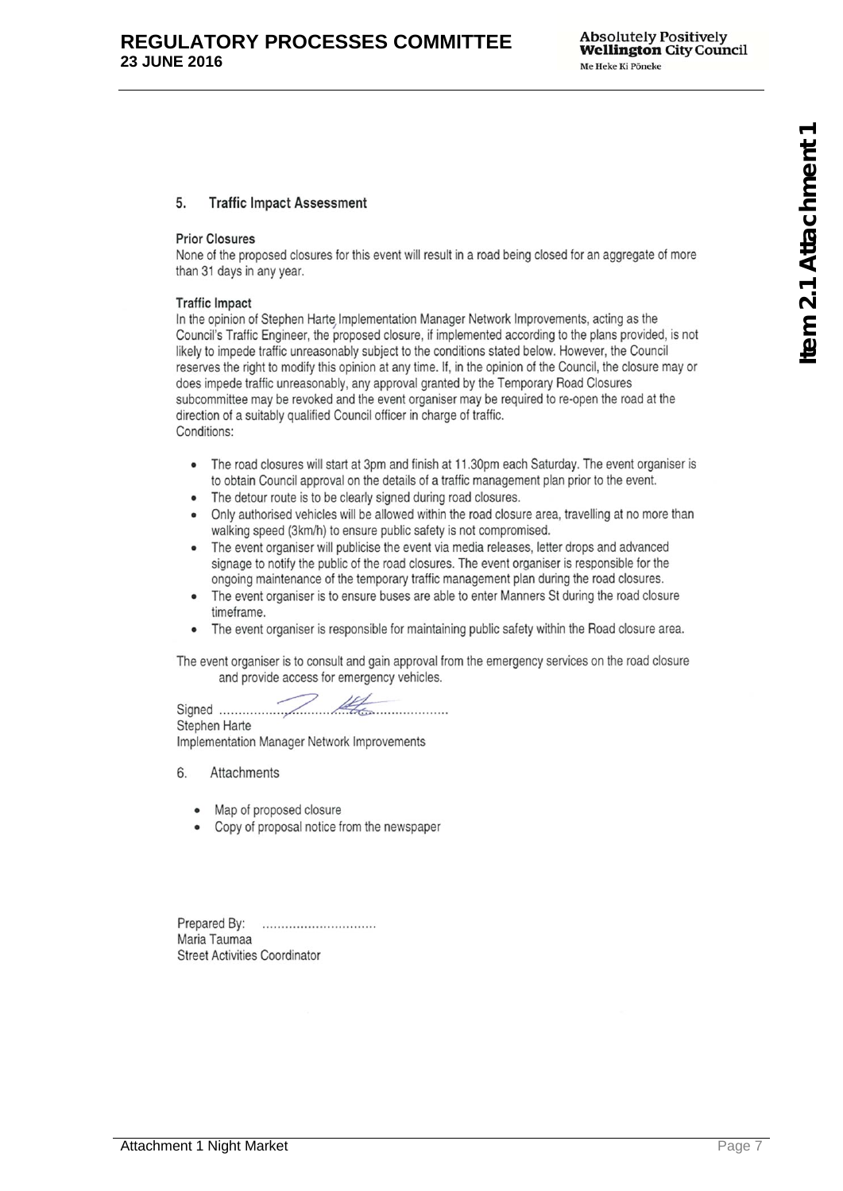## 5. Traffic Impact Assessment

**Prior Closures**

None of the proposed closures for this event will result in a road being closed for an aggregate of more than 31 days in any year.

**Traffic Impact**

In the opinion of Stephen Harte Implementation Manager Network Improvements, acting as the Council's Traffic Engineer, the proposed closure, if implemented according to the plans provided, is not likely to impede traffic unreasonably subject to the conditions stated below. However, the Council reserves the right to modify this opinion at any time. If, in the opinion of the Council, the closure may or does impede traffic unreasonably, any approval granted by the Temporary Road Closures subcommittee may be revoked and the event organiser may be required to re-open the road at the direction of a suitably qualified Council officer in charge of traffic.

Conditions:

- The road closures will start at 3pm and finish at 11.30pm each Saturday. The event organiser is to obtain Council approval on the details of a traffic management plan prior to the event.
- The detour route is to be clearly signed during road closures.
- Only authorised vehicles will be allowed within the road closure area, travelling at no more than walking speed (3km/h) to ensure public safety is not compromised.
- The event organiser will publicise the event via media releases, letter drops and advanced signage to notify the public of the road closures. The event organiser is responsible for the ongoing maintenance of the temporary traffic management plan during the road closures.
- The event organiser is to ensure buses are able to enter Manners St during the road closure timeframe.
- The event organiser is responsible for maintaining public safety within the Road closure area.

The event organiser is to consult and gain approval from the emergency services on the road closure and provide access for emergency vehicles.

Signed ..........................................................
Stephen Harte
Implementation Manager Network Improvements

## 6. Attachments

- Map of proposed closure
- Copy of proposal notice from the newspaper

Prepared By: ..............................
Maria Taumaa
Street Activities Coordinator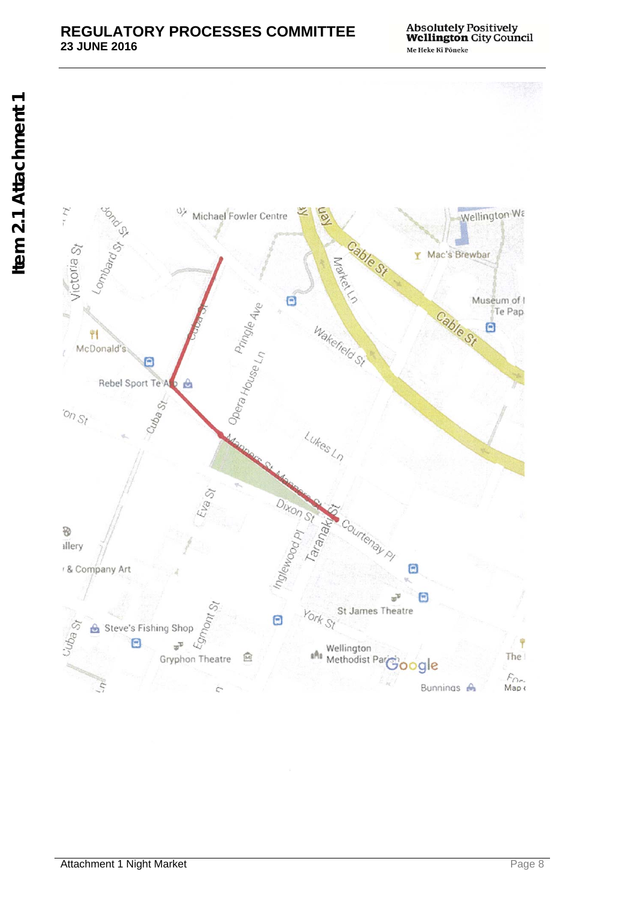Michael Fowler Centre

Wellington Wa

Mac's Brewbar

Cable St

Market Ln

Museum of Te Pap

Cable St

Wakefield St

Bond St

Lombard St

Victoria St

Cuba St

Pringle Ave

Opera House Ln

McDonald's

Rebel Sport Te Aro

Cuba St

Lukes Ln

Manners St

Manners St

Eva St

Dixon St

Taranaki St

Courtenay Pl

Inglewood Pl

& Company Art

St James Theatre

York St

Egmont St

Steve's Fishing Shop

Gryphon Theatre

Wellington Methodist Parish

Google

Bunnings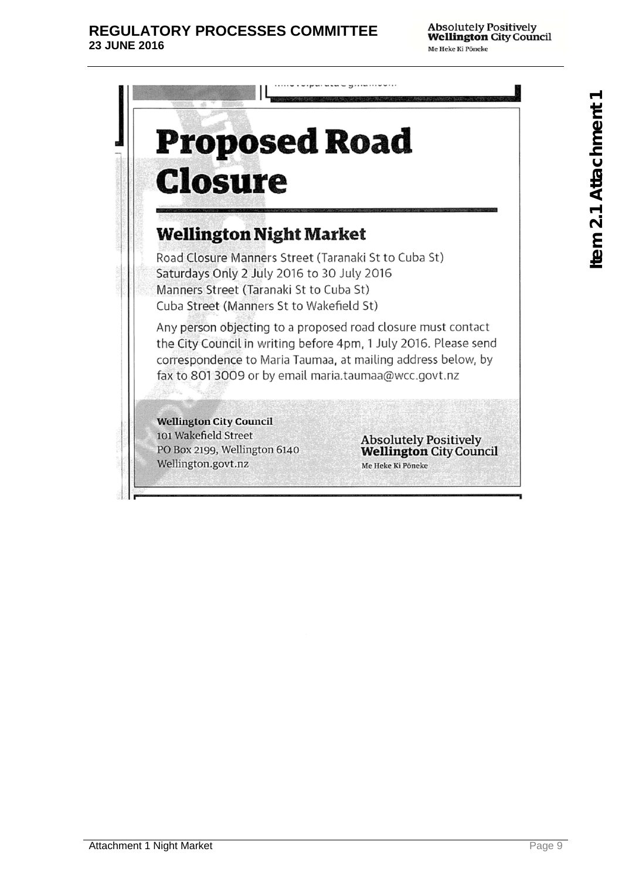# Proposed Road Closure

## Wellington Night Market

Road Closure Manners Street (Taranaki St to Cuba St)
Saturdays Only 2 July 2016 to 30 July 2016
Manners Street (Taranaki St to Cuba St)
Cuba Street (Manners St to Wakefield St)

Any person objecting to a proposed road closure must contact the City Council in writing before 4pm, 1 July 2016. Please send correspondence to Maria Taumaa, at mailing address below, by fax to 801 3009 or by email maria.taumaa@wcc.govt.nz

**Wellington City Council**
101 Wakefield Street
PO Box 2199, Wellington 6140
Wellington.govt.nz

**Absolutely Positively Wellington City Council**
Me Heke Ki Pōneke